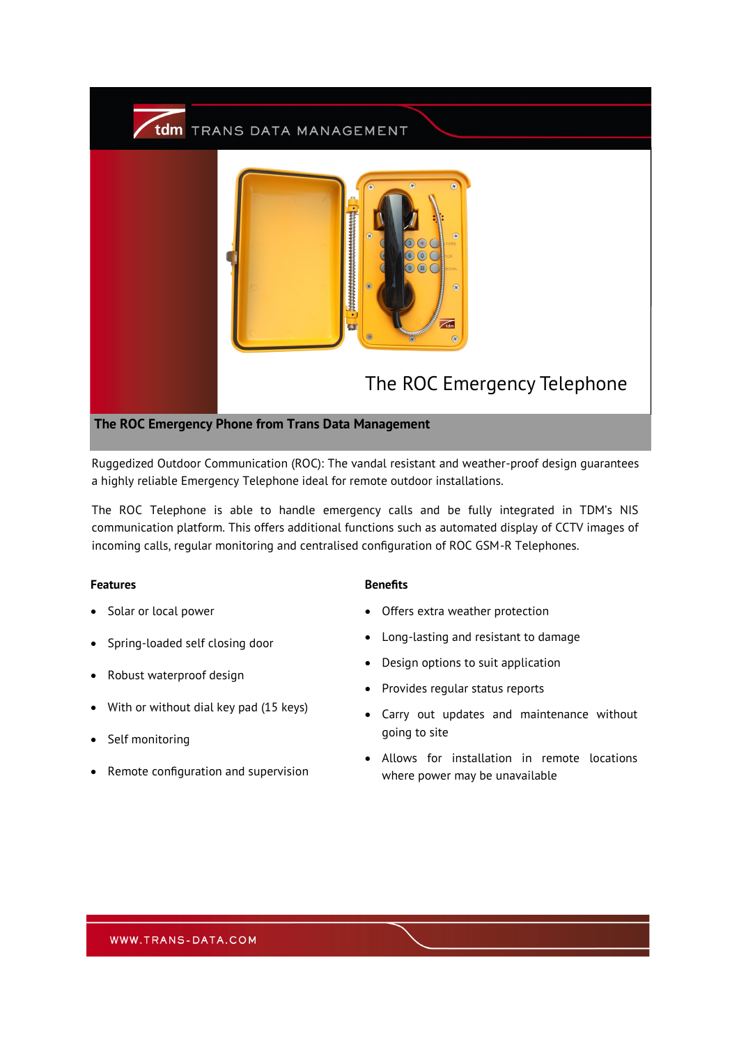tdm TRANS DATA MANAGEMENT

# The ROC Emergency Telephone

## The ROC Emergency Phone from Trans Data Management

Ruggedized Outdoor Communication (ROC): The vandal resistant and weather-proof design guarantees a highly reliable Emergency Telephone ideal for remote outdoor installations.

The ROC Telephone is able to handle emergency calls and be fully integrated in TDM's NIS communication platform. This offers additional functions such as automated display of CCTV images of incoming calls, regular monitoring and centralised configuration of ROC GSM-R Telephones.

**Features**

- Solar or local power
- Spring-loaded self closing door
- Robust waterproof design
- With or without dial key pad (15 keys)
- Self monitoring
- Remote configuration and supervision

**Benefits**

- Offers extra weather protection
- Long-lasting and resistant to damage
- Design options to suit application
- Provides regular status reports
- Carry out updates and maintenance without going to site
- Allows for installation in remote locations where power may be unavailable

WWW.TRANS-DATA.COM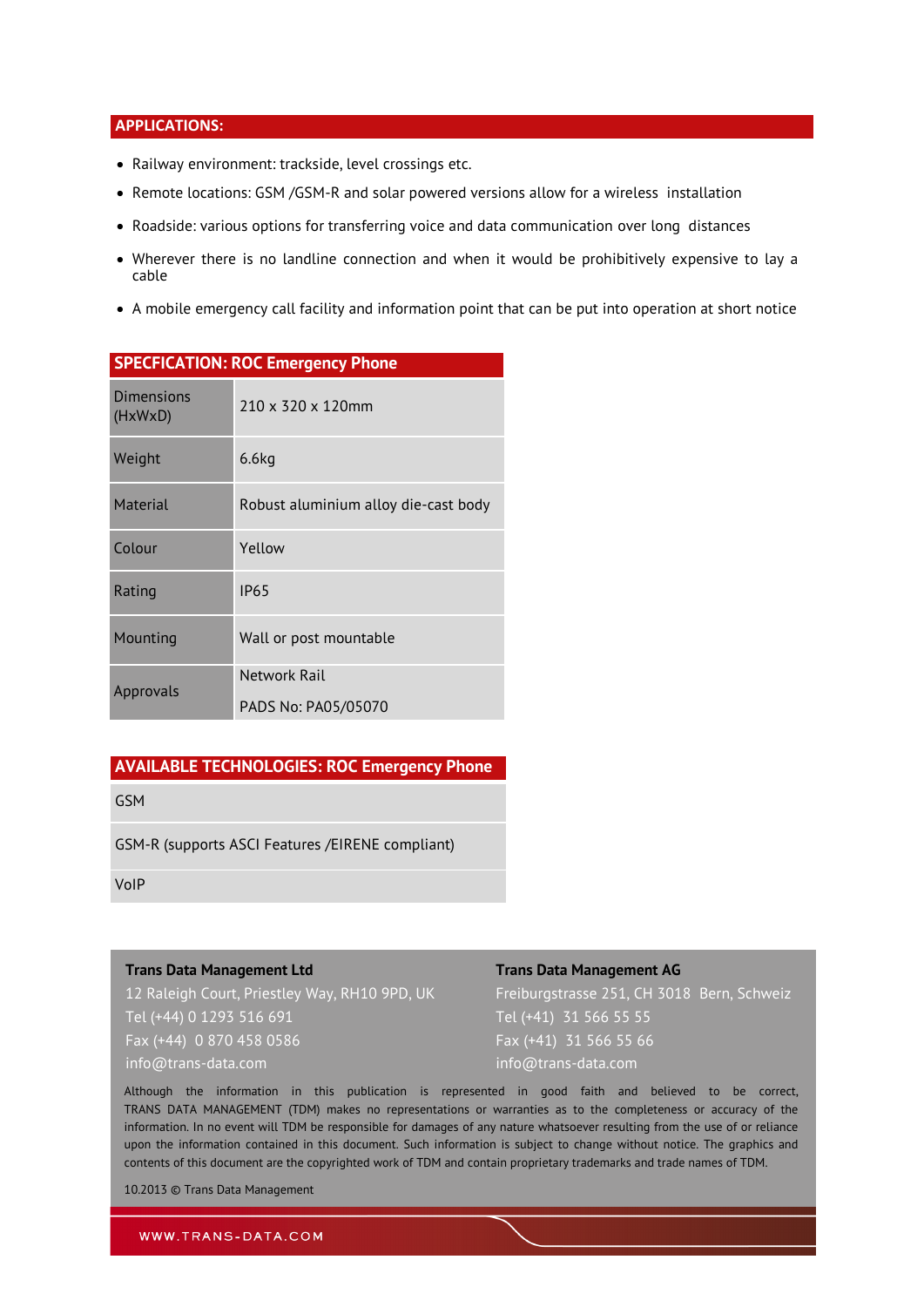## APPLICATIONS:

- Railway environment: trackside, level crossings etc.
- Remote locations: GSM /GSM-R and solar powered versions allow for a wireless installation
- Roadside: various options for transferring voice and data communication over long distances
- Wherever there is no landline connection and when it would be prohibitively expensive to lay a cable
- A mobile emergency call facility and information point that can be put into operation at short notice

## SPECFICATION: ROC Emergency Phone

| | |
|---|---|
| Dimensions (HxWxD) | 210 x 320 x 120mm |
| Weight | 6.6kg |
| Material | Robust aluminium alloy die-cast body |
| Colour | Yellow |
| Rating | IP65 |
| Mounting | Wall or post mountable |
| Approvals | Network Rail<br>PADS No: PA05/05070 |

## AVAILABLE TECHNOLOGIES: ROC Emergency Phone

| |
|---|
| GSM |
| GSM-R (supports ASCI Features /EIRENE compliant) |
| VoIP |

**Trans Data Management Ltd**
12 Raleigh Court, Priestley Way, RH10 9PD, UK
Tel (+44) 0 1293 516 691
Fax (+44) 0 870 458 0586
info@trans-data.com

**Trans Data Management AG**
Freiburgstrasse 251, CH 3018 Bern, Schweiz
Tel (+41) 31 566 55 55
Fax (+41) 31 566 55 66
info@trans-data.com

Although the information in this publication is represented in good faith and believed to be correct, TRANS DATA MANAGEMENT (TDM) makes no representations or warranties as to the completeness or accuracy of the information. In no event will TDM be responsible for damages of any nature whatsoever resulting from the use of or reliance upon the information contained in this document. Such information is subject to change without notice. The graphics and contents of this document are the copyrighted work of TDM and contain proprietary trademarks and trade names of TDM.

10.2013 © Trans Data Management

WWW.TRANS-DATA.COM